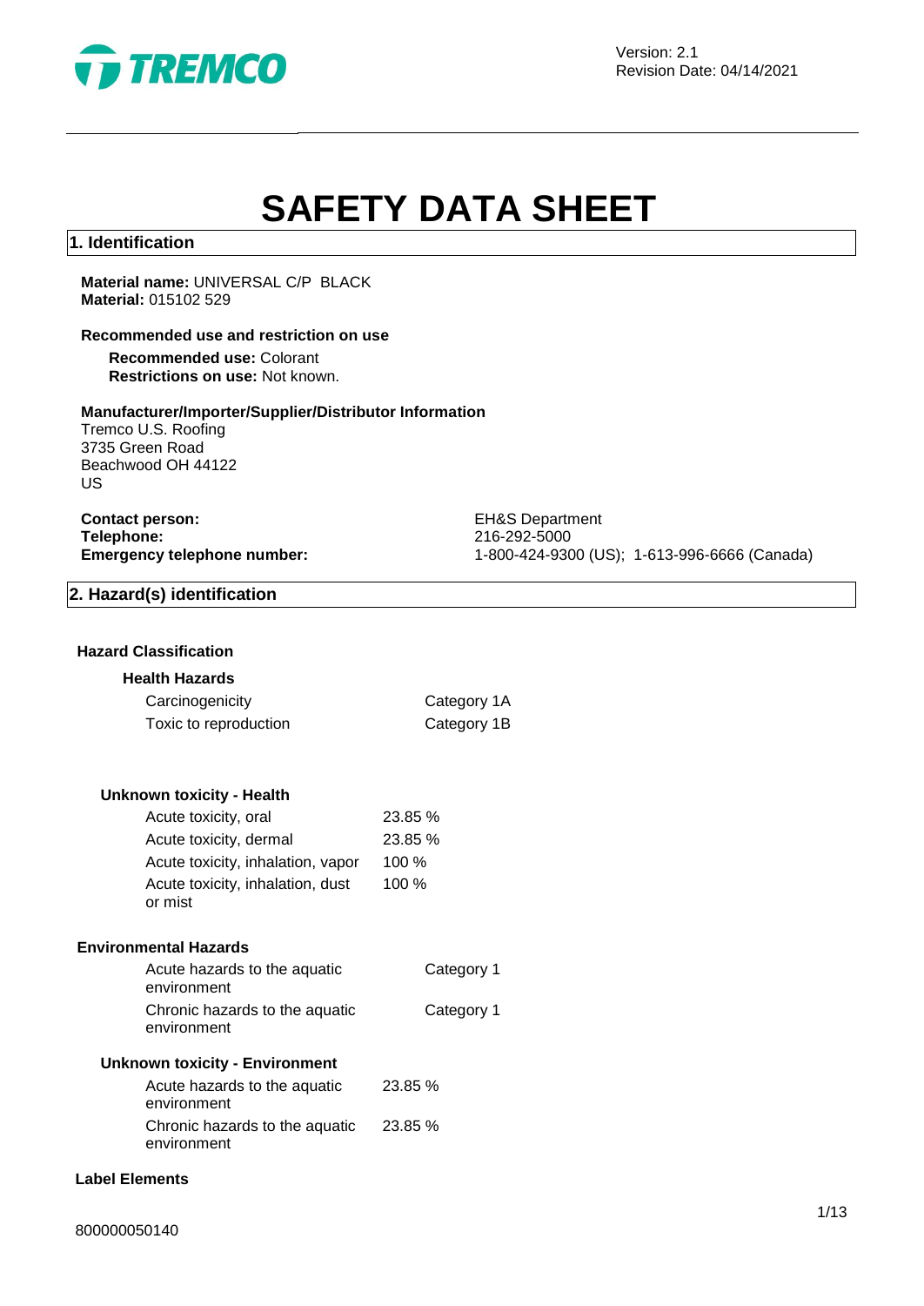Version: 2.1
Revision Date: 04/14/2021

# SAFETY DATA SHEET

## 1. Identification

**Material name:** UNIVERSAL C/P BLACK
**Material:** 015102 529

**Recommended use and restriction on use**

**Recommended use:** Colorant
**Restrictions on use:** Not known.

**Manufacturer/Importer/Supplier/Distributor Information**
Tremco U.S. Roofing
3735 Green Road
Beachwood OH 44122
US

| | |
|---|---|
| **Contact person:** | EH&S Department |
| **Telephone:** | 216-292-5000 |
| **Emergency telephone number:** | 1-800-424-9300 (US); 1-613-996-6666 (Canada) |

## 2. Hazard(s) identification

**Hazard Classification**

**Health Hazards**

| | |
|---|---|
| Carcinogenicity | Category 1A |
| Toxic to reproduction | Category 1B |

**Unknown toxicity - Health**

| | |
|---|---|
| Acute toxicity, oral | 23.85 % |
| Acute toxicity, dermal | 23.85 % |
| Acute toxicity, inhalation, vapor | 100 % |
| Acute toxicity, inhalation, dust or mist | 100 % |

**Environmental Hazards**

| | |
|---|---|
| Acute hazards to the aquatic environment | Category 1 |
| Chronic hazards to the aquatic environment | Category 1 |

**Unknown toxicity - Environment**

| | |
|---|---|
| Acute hazards to the aquatic environment | 23.85 % |
| Chronic hazards to the aquatic environment | 23.85 % |

**Label Elements**

800000050140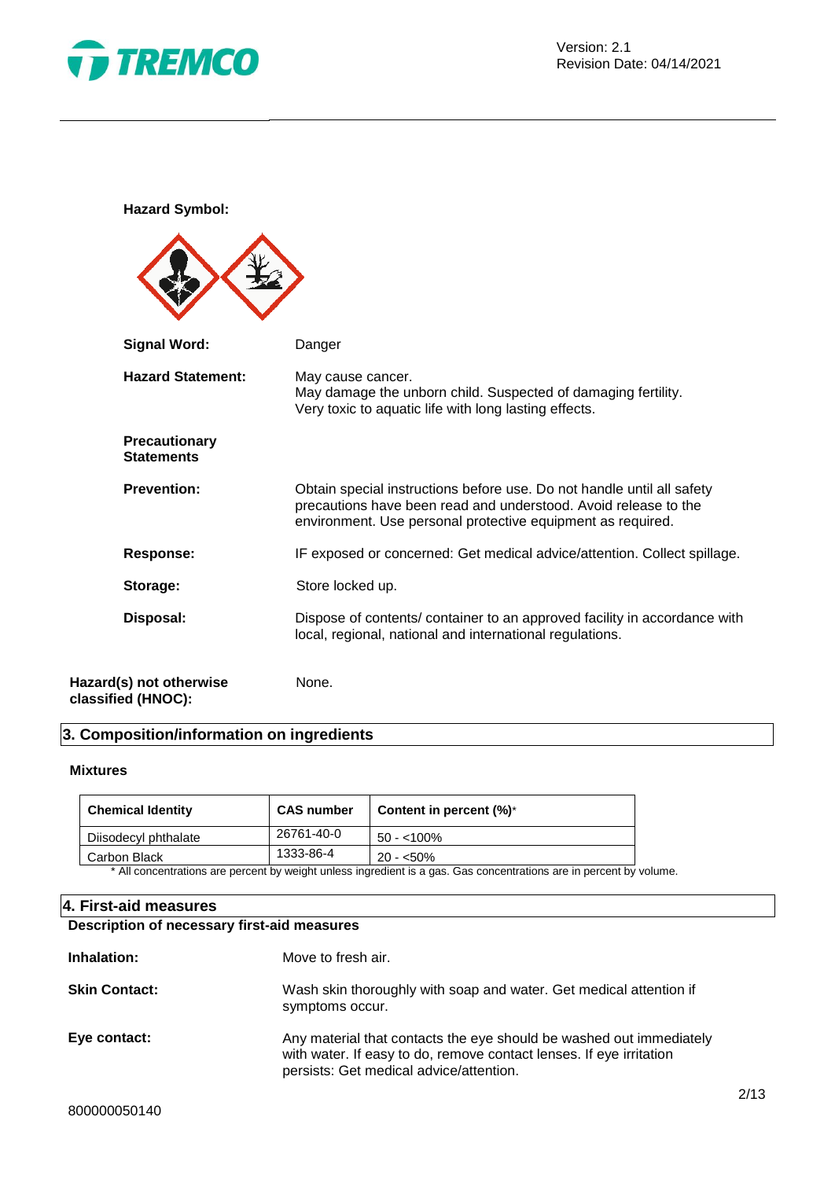**Hazard Symbol:**

**Signal Word:** Danger

**Hazard Statement:** May cause cancer.
May damage the unborn child. Suspected of damaging fertility.
Very toxic to aquatic life with long lasting effects.

**Precautionary Statements**

**Prevention:** Obtain special instructions before use. Do not handle until all safety precautions have been read and understood. Avoid release to the environment. Use personal protective equipment as required.

**Response:** IF exposed or concerned: Get medical advice/attention. Collect spillage.

**Storage:** Store locked up.

**Disposal:** Dispose of contents/ container to an approved facility in accordance with local, regional, national and international regulations.

**Hazard(s) not otherwise classified (HNOC):** None.

## 3. Composition/information on ingredients

### Mixtures

| Chemical Identity | CAS number | Content in percent (%)* |
|---|---|---|
| Diisodecyl phthalate | 26761-40-0 | 50 - <100% |
| Carbon Black | 1333-86-4 | 20 - <50% |

* All concentrations are percent by weight unless ingredient is a gas. Gas concentrations are in percent by volume.

## 4. First-aid measures

**Description of necessary first-aid measures**

**Inhalation:** Move to fresh air.

**Skin Contact:** Wash skin thoroughly with soap and water. Get medical attention if symptoms occur.

**Eye contact:** Any material that contacts the eye should be washed out immediately with water. If easy to do, remove contact lenses. If eye irritation persists: Get medical advice/attention.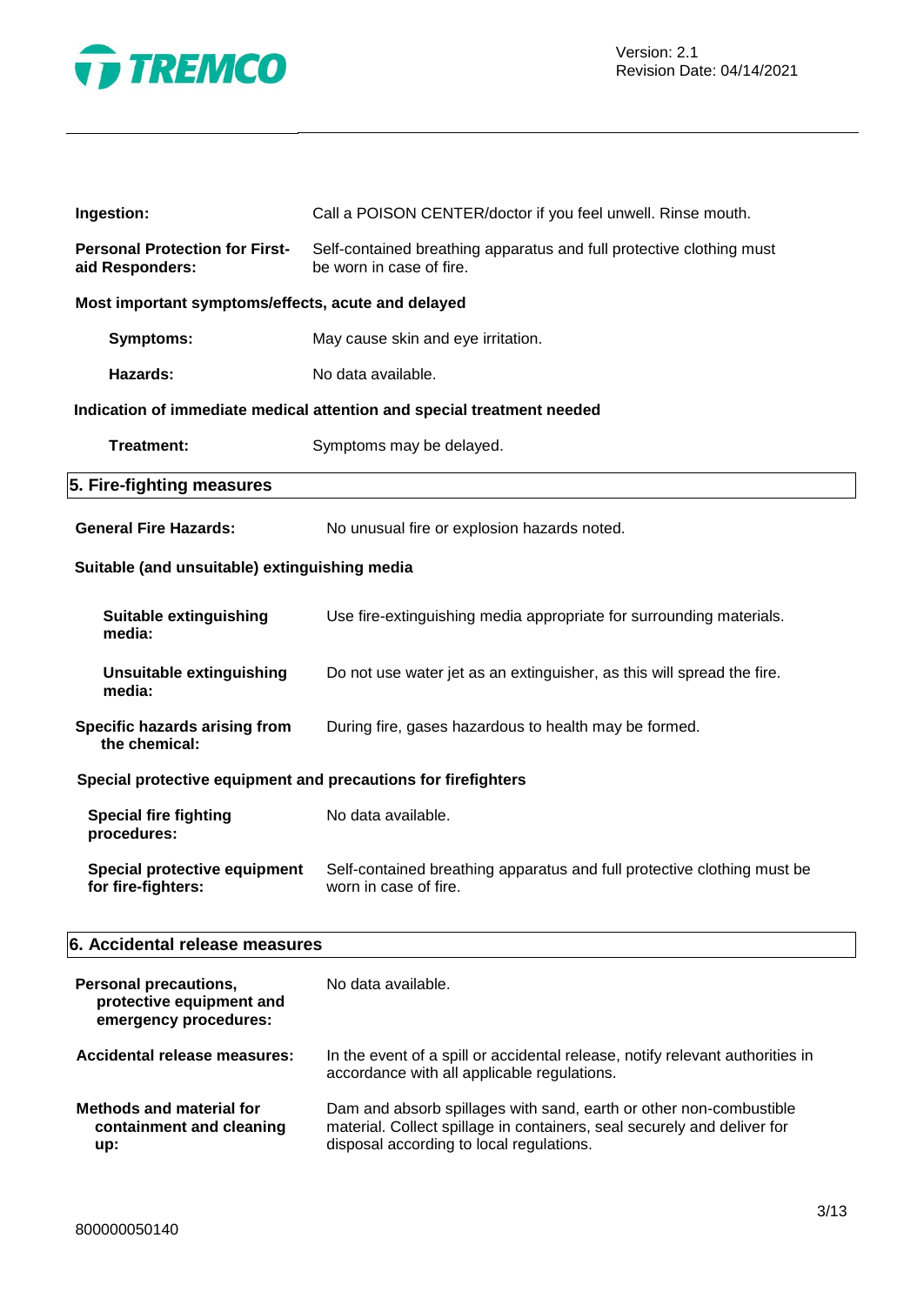**Ingestion:** Call a POISON CENTER/doctor if you feel unwell. Rinse mouth.

**Personal Protection for First-aid Responders:** Self-contained breathing apparatus and full protective clothing must be worn in case of fire.

**Most important symptoms/effects, acute and delayed**

**Symptoms:** May cause skin and eye irritation.

**Hazards:** No data available.

**Indication of immediate medical attention and special treatment needed**

**Treatment:** Symptoms may be delayed.

## 5. Fire-fighting measures

**General Fire Hazards:** No unusual fire or explosion hazards noted.

**Suitable (and unsuitable) extinguishing media**

**Suitable extinguishing media:** Use fire-extinguishing media appropriate for surrounding materials.

**Unsuitable extinguishing media:** Do not use water jet as an extinguisher, as this will spread the fire.

**Specific hazards arising from the chemical:** During fire, gases hazardous to health may be formed.

**Special protective equipment and precautions for firefighters**

**Special fire fighting procedures:** No data available.

**Special protective equipment for fire-fighters:** Self-contained breathing apparatus and full protective clothing must be worn in case of fire.

## 6. Accidental release measures

**Personal precautions, protective equipment and emergency procedures:** No data available.

**Accidental release measures:** In the event of a spill or accidental release, notify relevant authorities in accordance with all applicable regulations.

**Methods and material for containment and cleaning up:** Dam and absorb spillages with sand, earth or other non-combustible material. Collect spillage in containers, seal securely and deliver for disposal according to local regulations.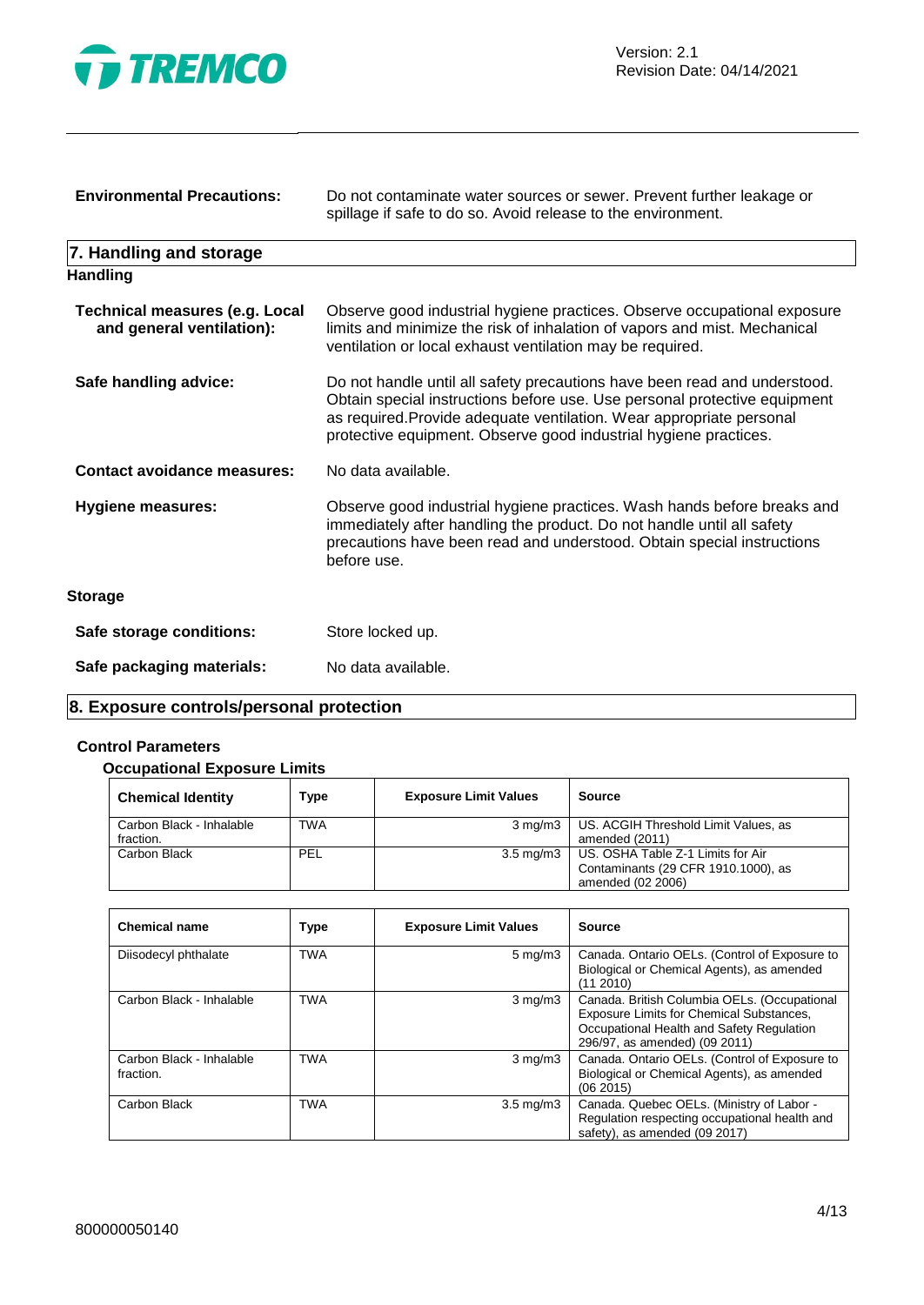**Environmental Precautions:** Do not contaminate water sources or sewer. Prevent further leakage or spillage if safe to do so. Avoid release to the environment.

## 7. Handling and storage

### Handling

**Technical measures (e.g. Local and general ventilation):** Observe good industrial hygiene practices. Observe occupational exposure limits and minimize the risk of inhalation of vapors and mist. Mechanical ventilation or local exhaust ventilation may be required.

**Safe handling advice:** Do not handle until all safety precautions have been read and understood. Obtain special instructions before use. Use personal protective equipment as required.Provide adequate ventilation. Wear appropriate personal protective equipment. Observe good industrial hygiene practices.

**Contact avoidance measures:** No data available.

**Hygiene measures:** Observe good industrial hygiene practices. Wash hands before breaks and immediately after handling the product. Do not handle until all safety precautions have been read and understood. Obtain special instructions before use.

### Storage

**Safe storage conditions:** Store locked up.

**Safe packaging materials:** No data available.

## 8. Exposure controls/personal protection

### Control Parameters

#### Occupational Exposure Limits

| Chemical Identity | Type | Exposure Limit Values | Source |
|---|---|---|---|
| Carbon Black - Inhalable fraction. | TWA | 3 mg/m3 | US. ACGIH Threshold Limit Values, as amended (2011) |
| Carbon Black | PEL | 3.5 mg/m3 | US. OSHA Table Z-1 Limits for Air Contaminants (29 CFR 1910.1000), as amended (02 2006) |

| Chemical name | Type | Exposure Limit Values | Source |
|---|---|---|---|
| Diisodecyl phthalate | TWA | 5 mg/m3 | Canada. Ontario OELs. (Control of Exposure to Biological or Chemical Agents), as amended (11 2010) |
| Carbon Black - Inhalable | TWA | 3 mg/m3 | Canada. British Columbia OELs. (Occupational Exposure Limits for Chemical Substances, Occupational Health and Safety Regulation 296/97, as amended) (09 2011) |
| Carbon Black - Inhalable fraction. | TWA | 3 mg/m3 | Canada. Ontario OELs. (Control of Exposure to Biological or Chemical Agents), as amended (06 2015) |
| Carbon Black | TWA | 3.5 mg/m3 | Canada. Quebec OELs. (Ministry of Labor - Regulation respecting occupational health and safety), as amended (09 2017) |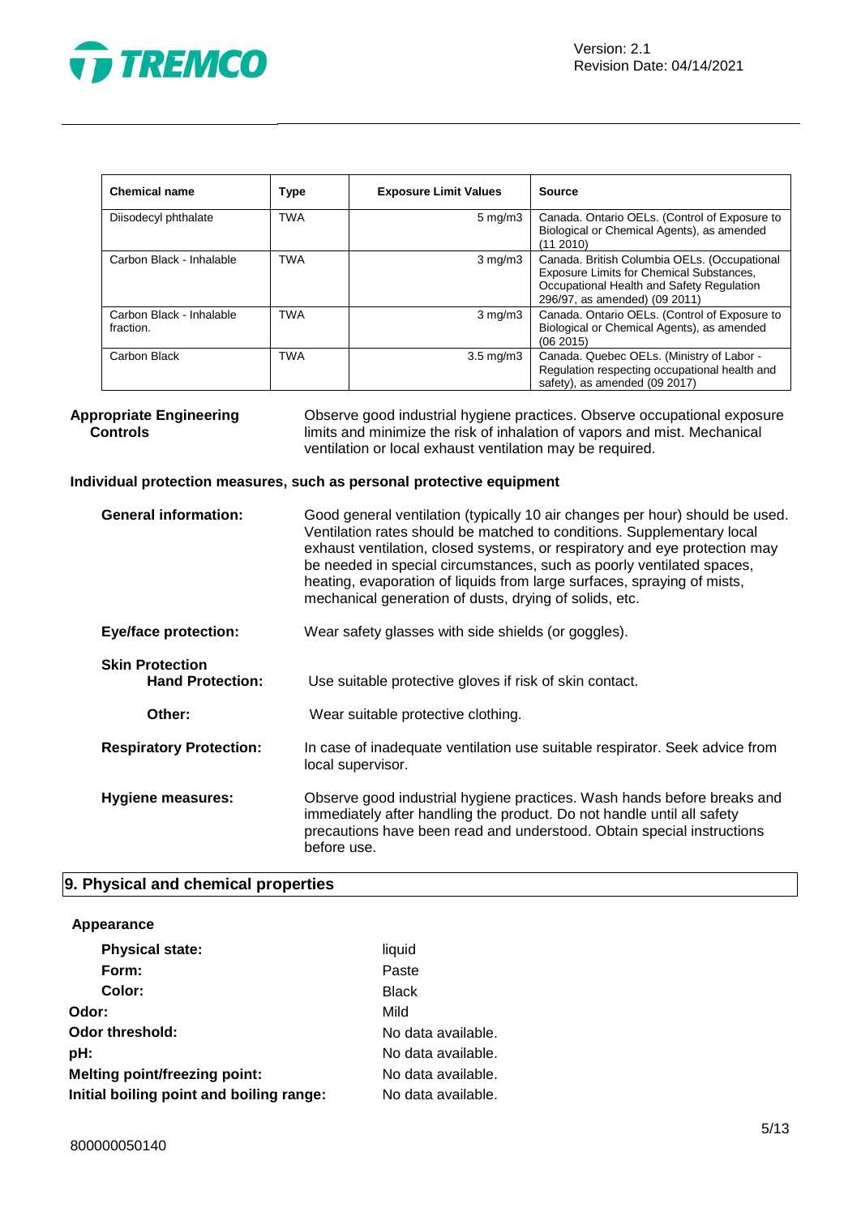| Chemical name | Type | Exposure Limit Values | Source |
| --- | --- | --- | --- |
| Diisodecyl phthalate | TWA | 5 mg/m3 | Canada. Ontario OELs. (Control of Exposure to Biological or Chemical Agents), as amended (11 2010) |
| Carbon Black - Inhalable | TWA | 3 mg/m3 | Canada. British Columbia OELs. (Occupational Exposure Limits for Chemical Substances, Occupational Health and Safety Regulation 296/97, as amended) (09 2011) |
| Carbon Black - Inhalable fraction. | TWA | 3 mg/m3 | Canada. Ontario OELs. (Control of Exposure to Biological or Chemical Agents), as amended (06 2015) |
| Carbon Black | TWA | 3.5 mg/m3 | Canada. Quebec OELs. (Ministry of Labor - Regulation respecting occupational health and safety), as amended (09 2017) |

**Appropriate Engineering Controls**

Observe good industrial hygiene practices. Observe occupational exposure limits and minimize the risk of inhalation of vapors and mist. Mechanical ventilation or local exhaust ventilation may be required.

**Individual protection measures, such as personal protective equipment**

**General information:** Good general ventilation (typically 10 air changes per hour) should be used. Ventilation rates should be matched to conditions. Supplementary local exhaust ventilation, closed systems, or respiratory and eye protection may be needed in special circumstances, such as poorly ventilated spaces, heating, evaporation of liquids from large surfaces, spraying of mists, mechanical generation of dusts, drying of solids, etc.

**Eye/face protection:** Wear safety glasses with side shields (or goggles).

**Skin Protection**

**Hand Protection:** Use suitable protective gloves if risk of skin contact.

**Other:** Wear suitable protective clothing.

**Respiratory Protection:** In case of inadequate ventilation use suitable respirator. Seek advice from local supervisor.

**Hygiene measures:** Observe good industrial hygiene practices. Wash hands before breaks and immediately after handling the product. Do not handle until all safety precautions have been read and understood. Obtain special instructions before use.

## 9. Physical and chemical properties

**Appearance**

**Physical state:** liquid

**Form:** Paste

**Color:** Black

**Odor:** Mild

**Odor threshold:** No data available.

**pH:** No data available.

**Melting point/freezing point:** No data available.

**Initial boiling point and boiling range:** No data available.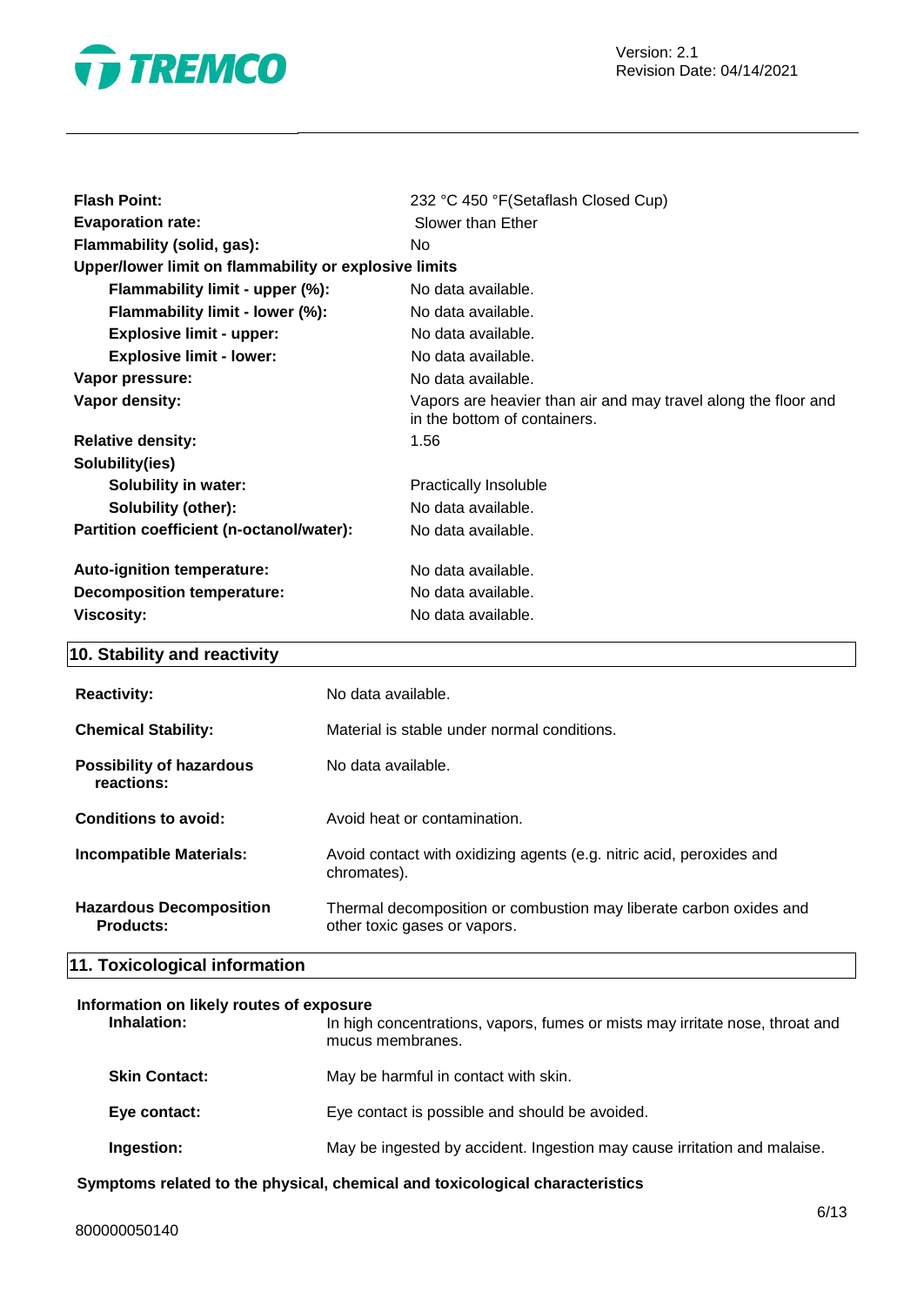| | |
|---|---|
| **Flash Point:** | 232 °C 450 °F(Setaflash Closed Cup) |
| **Evaporation rate:** | Slower than Ether |
| **Flammability (solid, gas):** | No |
| **Upper/lower limit on flammability or explosive limits** | |
| **Flammability limit - upper (%):** | No data available. |
| **Flammability limit - lower (%):** | No data available. |
| **Explosive limit - upper:** | No data available. |
| **Explosive limit - lower:** | No data available. |
| **Vapor pressure:** | No data available. |
| **Vapor density:** | Vapors are heavier than air and may travel along the floor and in the bottom of containers. |
| **Relative density:** | 1.56 |
| **Solubility(ies)** | |
| **Solubility in water:** | Practically Insoluble |
| **Solubility (other):** | No data available. |
| **Partition coefficient (n-octanol/water):** | No data available. |
| **Auto-ignition temperature:** | No data available. |
| **Decomposition temperature:** | No data available. |
| **Viscosity:** | No data available. |

## 10. Stability and reactivity

| | |
|---|---|
| **Reactivity:** | No data available. |
| **Chemical Stability:** | Material is stable under normal conditions. |
| **Possibility of hazardous reactions:** | No data available. |
| **Conditions to avoid:** | Avoid heat or contamination. |
| **Incompatible Materials:** | Avoid contact with oxidizing agents (e.g. nitric acid, peroxides and chromates). |
| **Hazardous Decomposition Products:** | Thermal decomposition or combustion may liberate carbon oxides and other toxic gases or vapors. |

## 11. Toxicological information

**Information on likely routes of exposure**

| | |
|---|---|
| **Inhalation:** | In high concentrations, vapors, fumes or mists may irritate nose, throat and mucus membranes. |
| **Skin Contact:** | May be harmful in contact with skin. |
| **Eye contact:** | Eye contact is possible and should be avoided. |
| **Ingestion:** | May be ingested by accident. Ingestion may cause irritation and malaise. |

**Symptoms related to the physical, chemical and toxicological characteristics**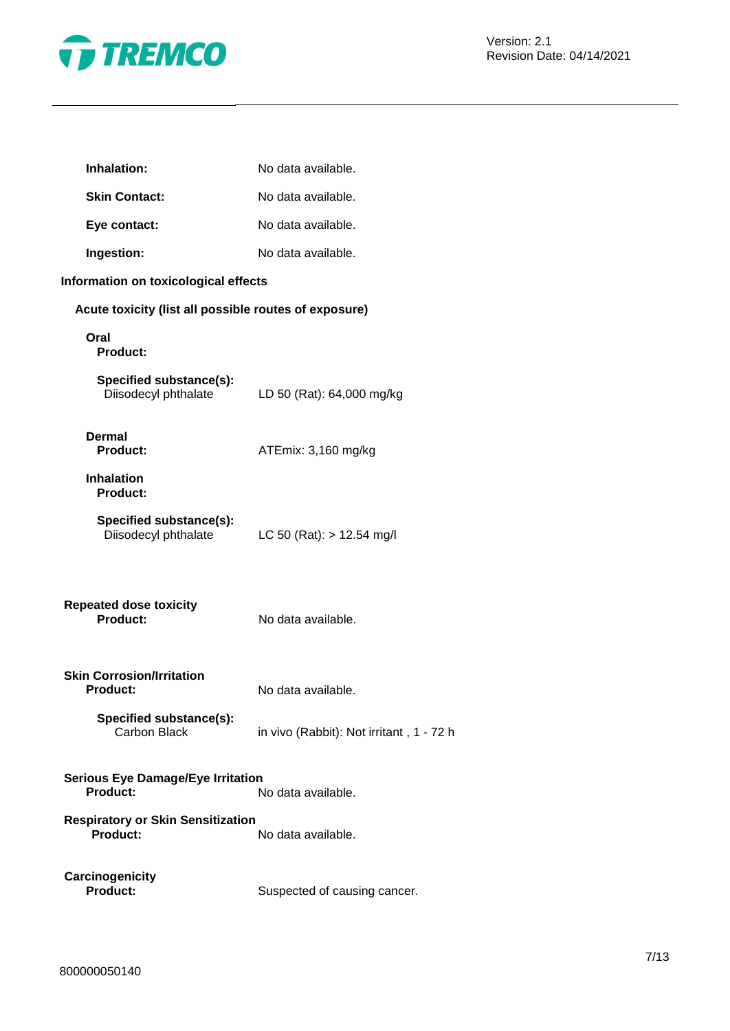**Inhalation:** No data available.

**Skin Contact:** No data available.

**Eye contact:** No data available.

**Ingestion:** No data available.

**Information on toxicological effects**

**Acute toxicity (list all possible routes of exposure)**

**Oral**

**Product:**

**Specified substance(s):**

Diisodecyl phthalate — LD 50 (Rat): 64,000 mg/kg

**Dermal**

**Product:** ATEmix: 3,160 mg/kg

**Inhalation**

**Product:**

**Specified substance(s):**

Diisodecyl phthalate — LC 50 (Rat): > 12.54 mg/l

**Repeated dose toxicity**

**Product:** No data available.

**Skin Corrosion/Irritation**

**Product:** No data available.

**Specified substance(s):**

Carbon Black — in vivo (Rabbit): Not irritant , 1 - 72 h

**Serious Eye Damage/Eye Irritation**

**Product:** No data available.

**Respiratory or Skin Sensitization**

**Product:** No data available.

**Carcinogenicity**

**Product:** Suspected of causing cancer.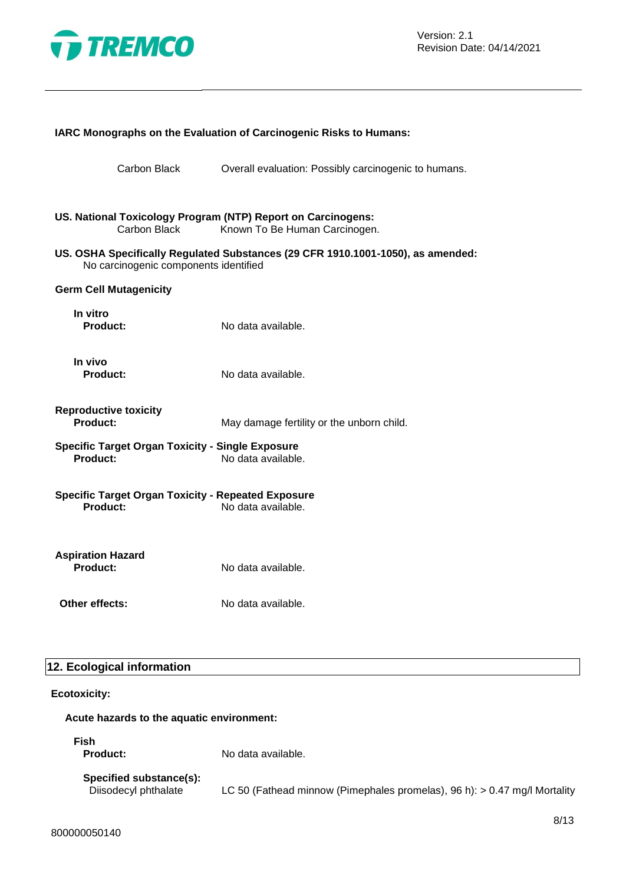**IARC Monographs on the Evaluation of Carcinogenic Risks to Humans:**

Carbon Black Overall evaluation: Possibly carcinogenic to humans.

**US. National Toxicology Program (NTP) Report on Carcinogens:**

Carbon Black Known To Be Human Carcinogen.

**US. OSHA Specifically Regulated Substances (29 CFR 1910.1001-1050), as amended:**

No carcinogenic components identified

**Germ Cell Mutagenicity**

**In vitro**

**Product:** No data available.

**In vivo**

**Product:** No data available.

**Reproductive toxicity**

**Product:** May damage fertility or the unborn child.

**Specific Target Organ Toxicity - Single Exposure**

**Product:** No data available.

**Specific Target Organ Toxicity - Repeated Exposure**

**Product:** No data available.

**Aspiration Hazard**

**Product:** No data available.

**Other effects:** No data available.

## 12. Ecological information

**Ecotoxicity:**

**Acute hazards to the aquatic environment:**

**Fish**

**Product:** No data available.

**Specified substance(s):**

Diisodecyl phthalate LC 50 (Fathead minnow (Pimephales promelas), 96 h): > 0.47 mg/l Mortality

800000050140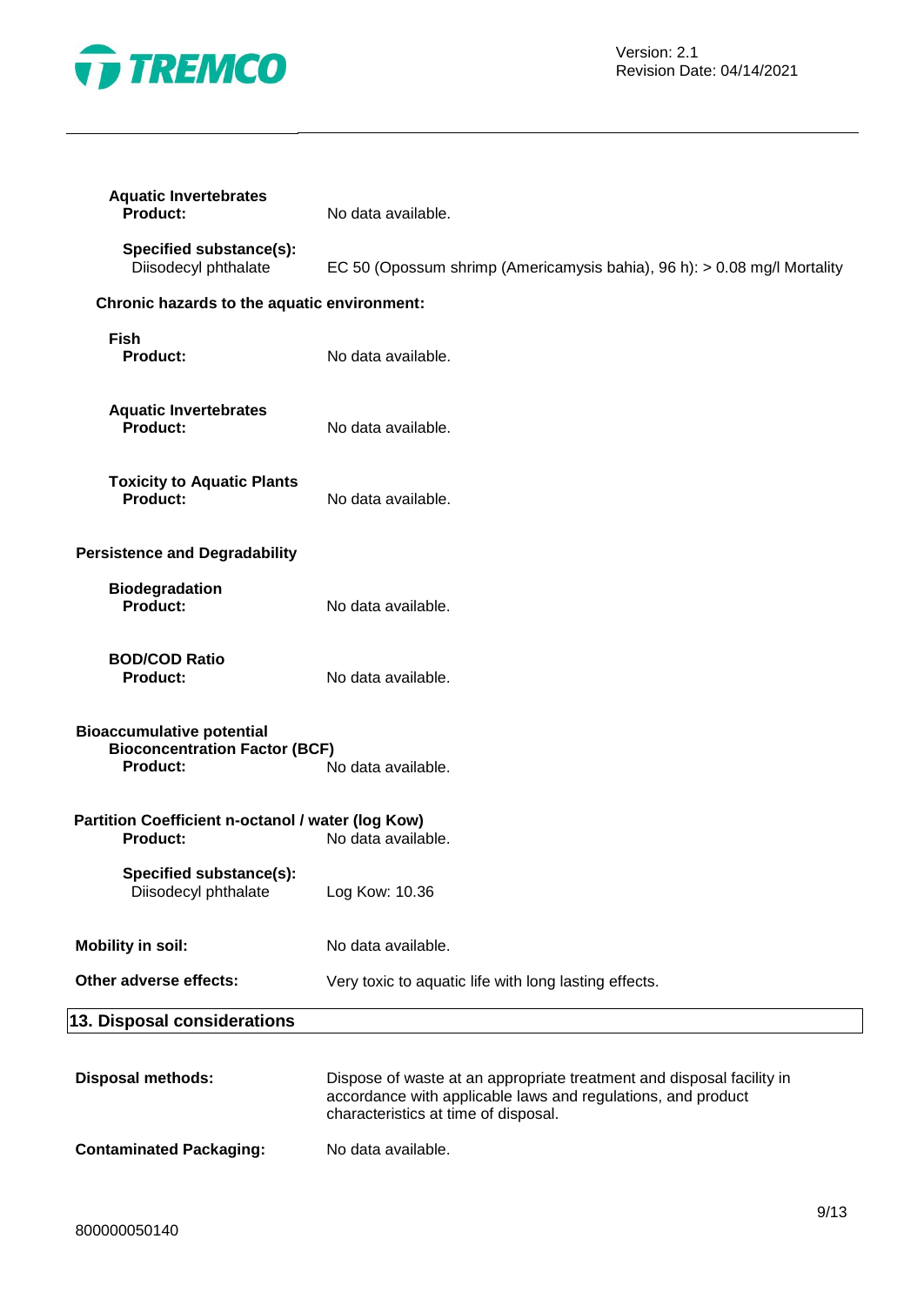**Aquatic Invertebrates**
**Product:** No data available.

**Specified substance(s):**
Diisodecyl phthalate — EC 50 (Opossum shrimp (Americamysis bahia), 96 h): > 0.08 mg/l Mortality

**Chronic hazards to the aquatic environment:**

**Fish**
**Product:** No data available.

**Aquatic Invertebrates**
**Product:** No data available.

**Toxicity to Aquatic Plants**
**Product:** No data available.

**Persistence and Degradability**

**Biodegradation**
**Product:** No data available.

**BOD/COD Ratio**
**Product:** No data available.

**Bioaccumulative potential**
**Bioconcentration Factor (BCF)**
**Product:** No data available.

**Partition Coefficient n-octanol / water (log Kow)**
**Product:** No data available.

**Specified substance(s):**
Diisodecyl phthalate — Log Kow: 10.36

**Mobility in soil:** No data available.

**Other adverse effects:** Very toxic to aquatic life with long lasting effects.

## 13. Disposal considerations

**Disposal methods:** Dispose of waste at an appropriate treatment and disposal facility in accordance with applicable laws and regulations, and product characteristics at time of disposal.

**Contaminated Packaging:** No data available.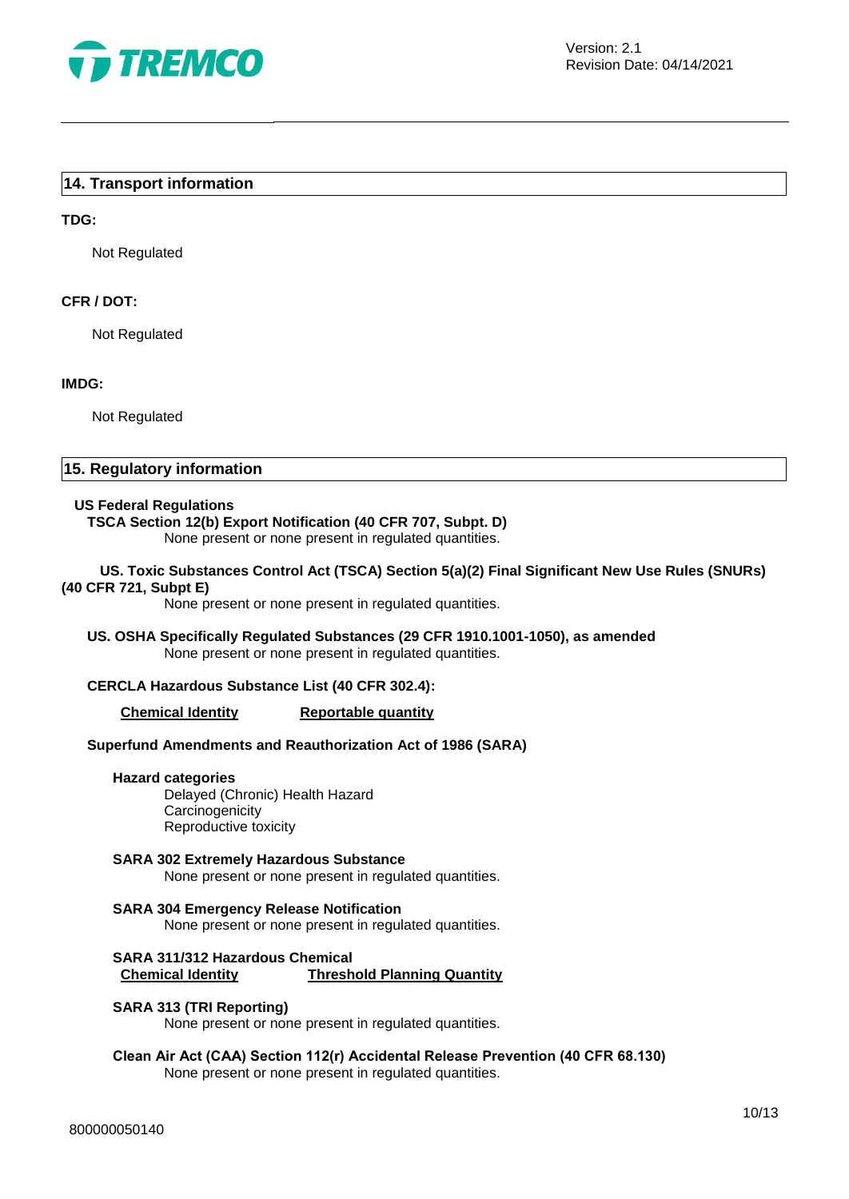## 14. Transport information

**TDG:**

Not Regulated

**CFR / DOT:**

Not Regulated

**IMDG:**

Not Regulated

## 15. Regulatory information

**US Federal Regulations**

**TSCA Section 12(b) Export Notification (40 CFR 707, Subpt. D)**
None present or none present in regulated quantities.

**US. Toxic Substances Control Act (TSCA) Section 5(a)(2) Final Significant New Use Rules (SNURs) (40 CFR 721, Subpt E)**
None present or none present in regulated quantities.

**US. OSHA Specifically Regulated Substances (29 CFR 1910.1001-1050), as amended**
None present or none present in regulated quantities.

**CERCLA Hazardous Substance List (40 CFR 302.4):**

| Chemical Identity | Reportable quantity |
| --- | --- |

**Superfund Amendments and Reauthorization Act of 1986 (SARA)**

**Hazard categories**
Delayed (Chronic) Health Hazard
Carcinogenicity
Reproductive toxicity

**SARA 302 Extremely Hazardous Substance**
None present or none present in regulated quantities.

**SARA 304 Emergency Release Notification**
None present or none present in regulated quantities.

**SARA 311/312 Hazardous Chemical**

| Chemical Identity | Threshold Planning Quantity |
| --- | --- |

**SARA 313 (TRI Reporting)**
None present or none present in regulated quantities.

**Clean Air Act (CAA) Section 112(r) Accidental Release Prevention (40 CFR 68.130)**
None present or none present in regulated quantities.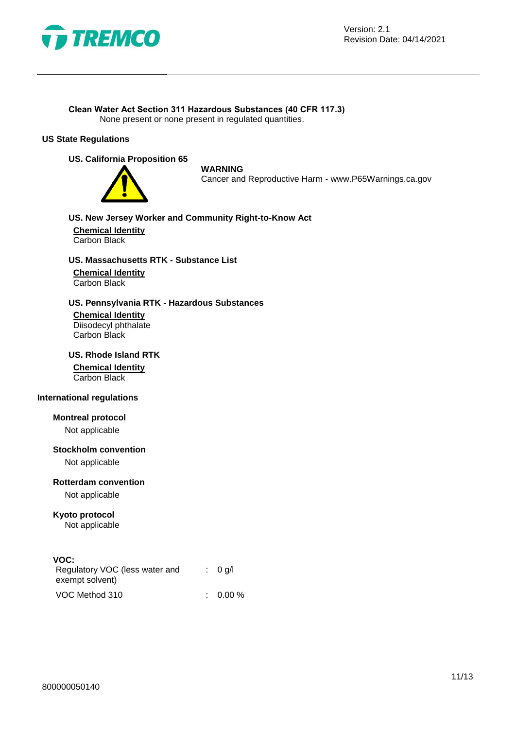**Clean Water Act Section 311 Hazardous Substances (40 CFR 117.3)**

None present or none present in regulated quantities.

**US State Regulations**

**US. California Proposition 65**

**WARNING**
Cancer and Reproductive Harm - www.P65Warnings.ca.gov

**US. New Jersey Worker and Community Right-to-Know Act**

**Chemical Identity**
Carbon Black

**US. Massachusetts RTK - Substance List**

**Chemical Identity**
Carbon Black

**US. Pennsylvania RTK - Hazardous Substances**

**Chemical Identity**
Diisodecyl phthalate
Carbon Black

**US. Rhode Island RTK**

**Chemical Identity**
Carbon Black

**International regulations**

**Montreal protocol**
Not applicable

**Stockholm convention**
Not applicable

**Rotterdam convention**
Not applicable

**Kyoto protocol**
Not applicable

**VOC:**

| | | |
|---|---|---|
| Regulatory VOC (less water and exempt solvent) | : | 0 g/l |
| VOC Method 310 | : | 0.00 % |

800000050140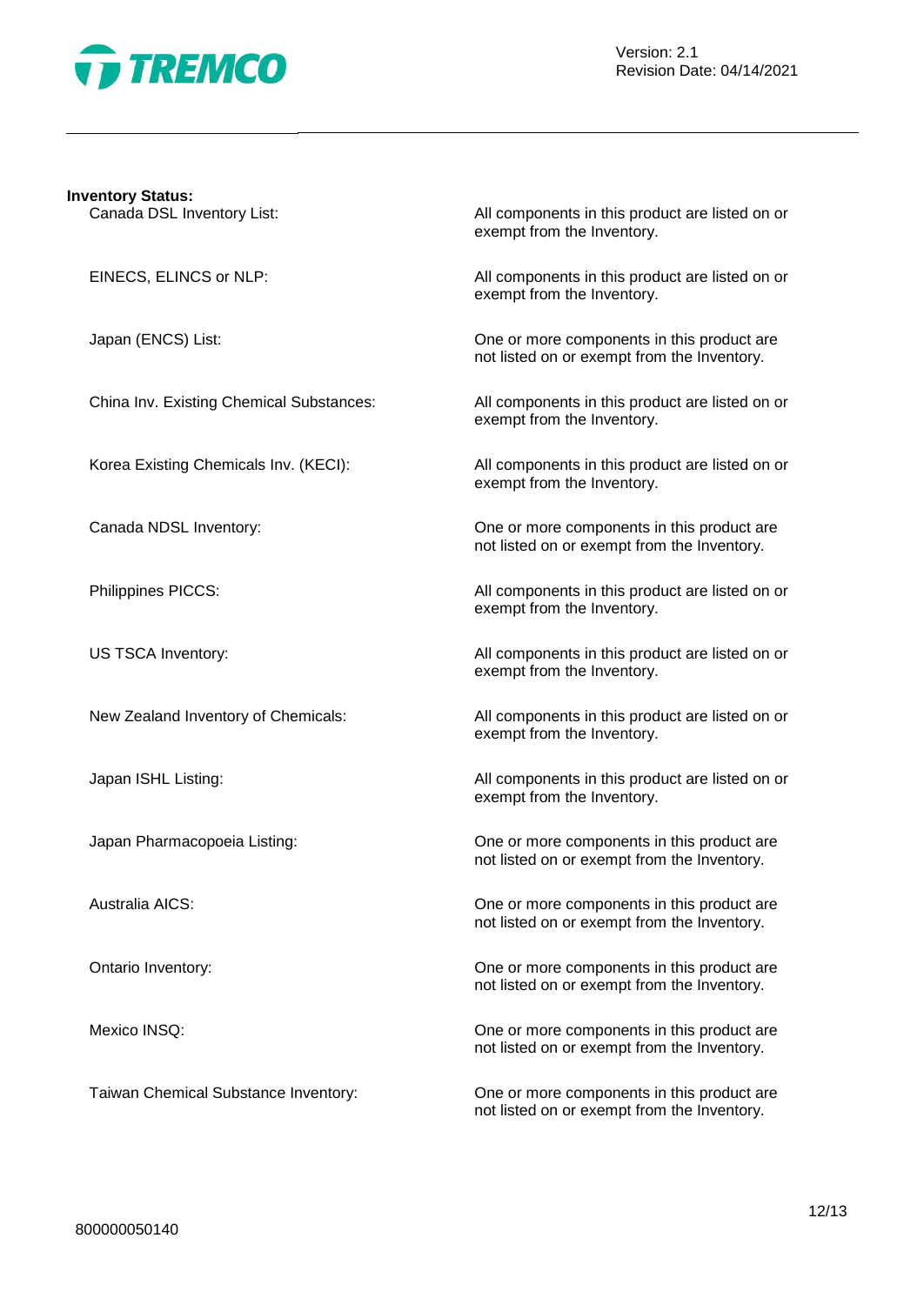**Inventory Status:**

| | |
|---|---|
| Canada DSL Inventory List: | All components in this product are listed on or exempt from the Inventory. |
| EINECS, ELINCS or NLP: | All components in this product are listed on or exempt from the Inventory. |
| Japan (ENCS) List: | One or more components in this product are not listed on or exempt from the Inventory. |
| China Inv. Existing Chemical Substances: | All components in this product are listed on or exempt from the Inventory. |
| Korea Existing Chemicals Inv. (KECI): | All components in this product are listed on or exempt from the Inventory. |
| Canada NDSL Inventory: | One or more components in this product are not listed on or exempt from the Inventory. |
| Philippines PICCS: | All components in this product are listed on or exempt from the Inventory. |
| US TSCA Inventory: | All components in this product are listed on or exempt from the Inventory. |
| New Zealand Inventory of Chemicals: | All components in this product are listed on or exempt from the Inventory. |
| Japan ISHL Listing: | All components in this product are listed on or exempt from the Inventory. |
| Japan Pharmacopoeia Listing: | One or more components in this product are not listed on or exempt from the Inventory. |
| Australia AICS: | One or more components in this product are not listed on or exempt from the Inventory. |
| Ontario Inventory: | One or more components in this product are not listed on or exempt from the Inventory. |
| Mexico INSQ: | One or more components in this product are not listed on or exempt from the Inventory. |
| Taiwan Chemical Substance Inventory: | One or more components in this product are not listed on or exempt from the Inventory. |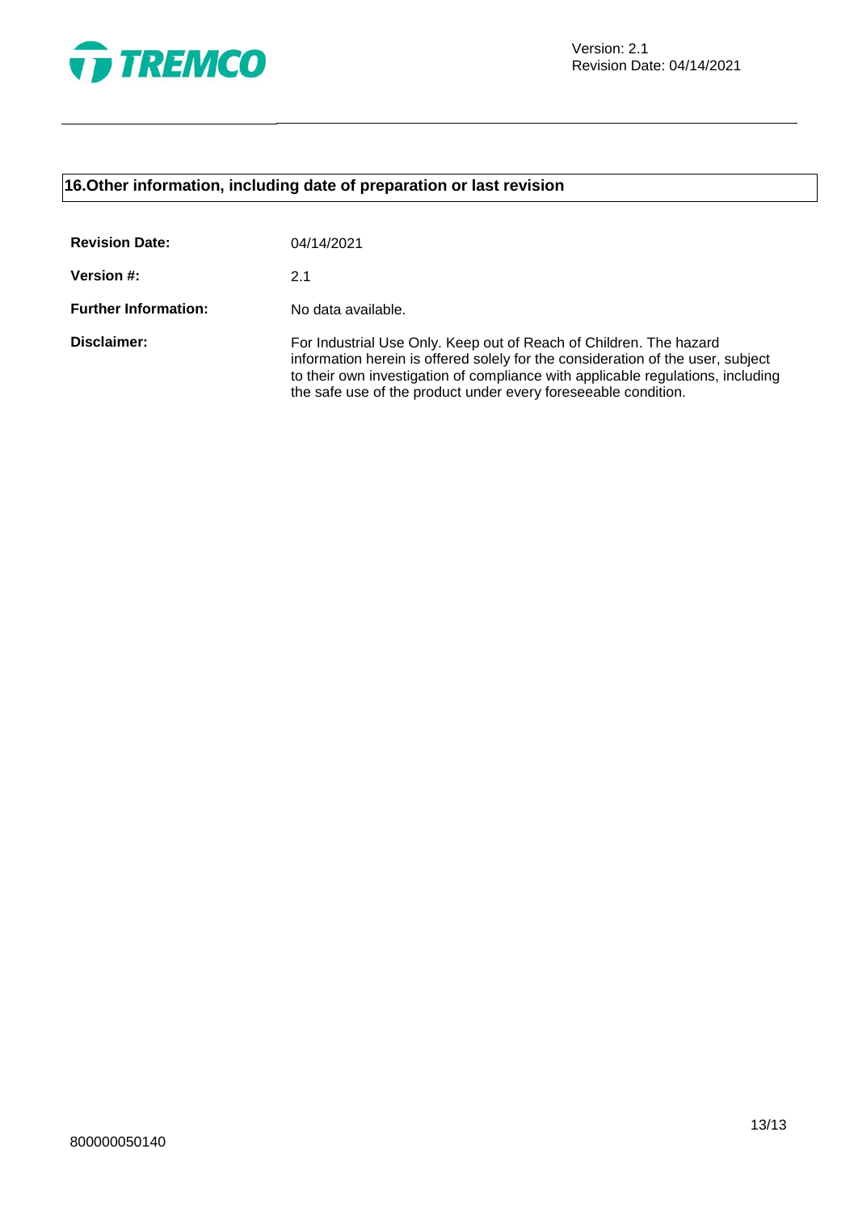## 16.Other information, including date of preparation or last revision

| | |
|---|---|
| **Revision Date:** | 04/14/2021 |
| **Version #:** | 2.1 |
| **Further Information:** | No data available. |
| **Disclaimer:** | For Industrial Use Only. Keep out of Reach of Children. The hazard information herein is offered solely for the consideration of the user, subject to their own investigation of compliance with applicable regulations, including the safe use of the product under every foreseeable condition. |

800000050140